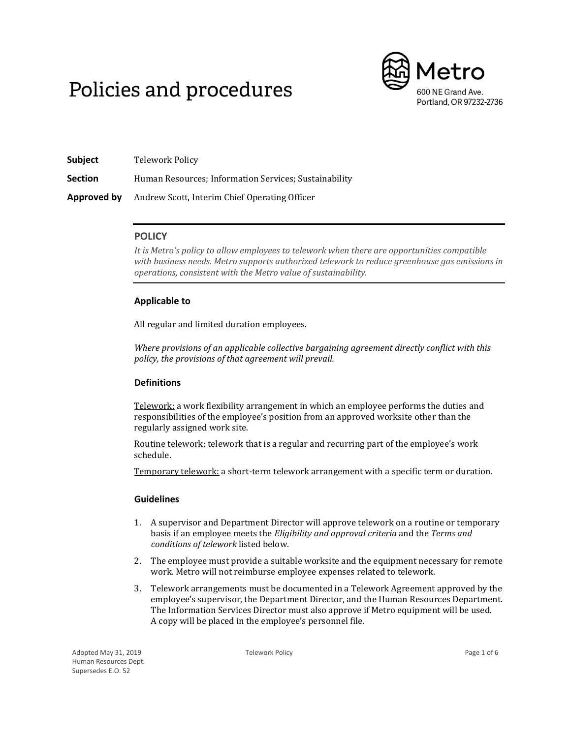# Policies and procedures

Metro
600 NE Grand Ave.
Portland, OR 97232-2736

**Subject** Telework Policy

**Section** Human Resources; Information Services; Sustainability

**Approved by** Andrew Scott, Interim Chief Operating Officer

## POLICY

*It is Metro's policy to allow employees to telework when there are opportunities compatible with business needs. Metro supports authorized telework to reduce greenhouse gas emissions in operations, consistent with the Metro value of sustainability.*

### Applicable to

All regular and limited duration employees.

*Where provisions of an applicable collective bargaining agreement directly conflict with this policy, the provisions of that agreement will prevail.*

### Definitions

Telework: a work flexibility arrangement in which an employee performs the duties and responsibilities of the employee's position from an approved worksite other than the regularly assigned work site.

Routine telework: telework that is a regular and recurring part of the employee's work schedule.

Temporary telework: a short-term telework arrangement with a specific term or duration.

### Guidelines

1. A supervisor and Department Director will approve telework on a routine or temporary basis if an employee meets the *Eligibility and approval criteria* and the *Terms and conditions of telework* listed below.
2. The employee must provide a suitable worksite and the equipment necessary for remote work. Metro will not reimburse employee expenses related to telework.
3. Telework arrangements must be documented in a Telework Agreement approved by the employee's supervisor, the Department Director, and the Human Resources Department. The Information Services Director must also approve if Metro equipment will be used. A copy will be placed in the employee's personnel file.

Adopted May 31, 2019
Human Resources Dept.
Supersedes E.O. 52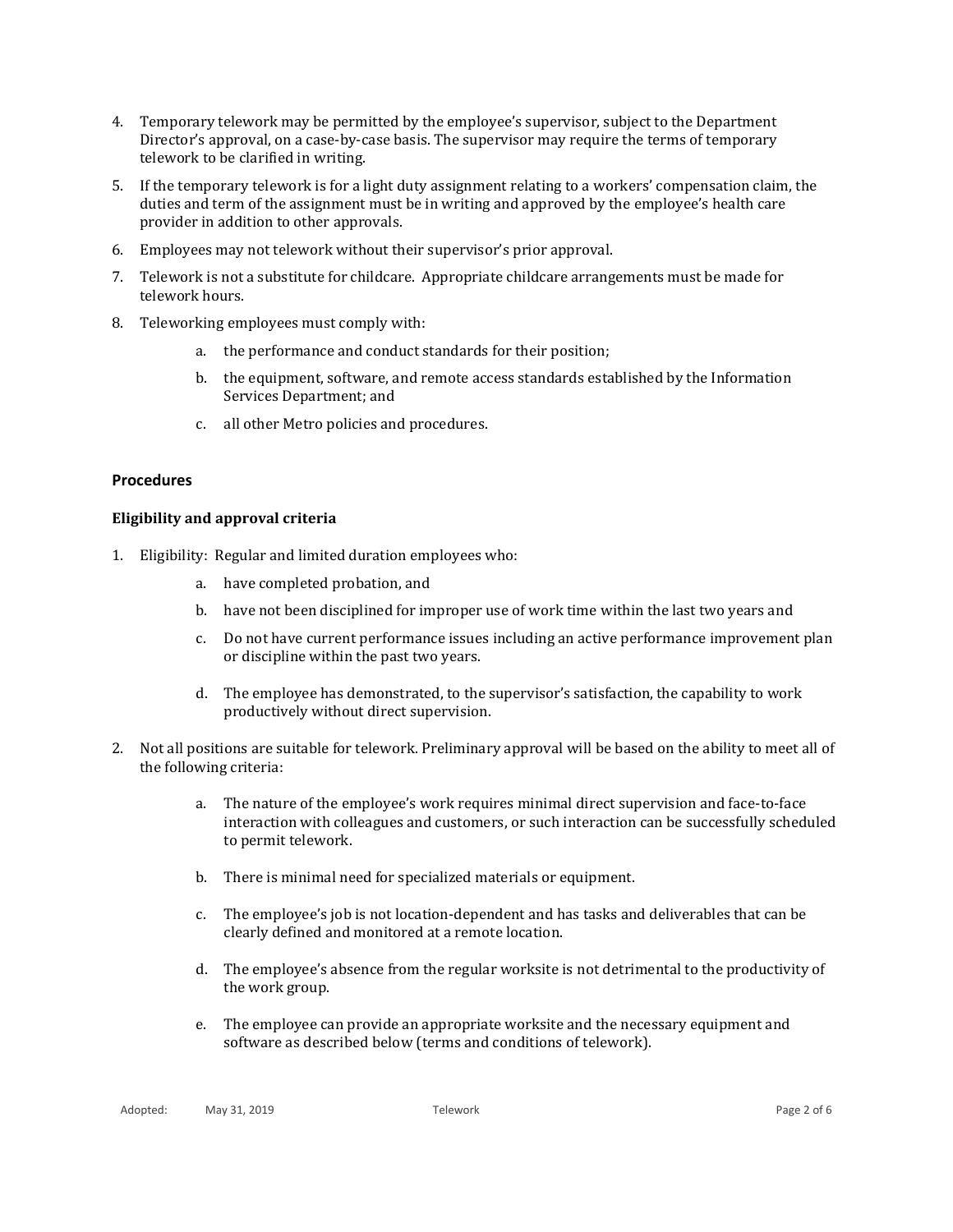4. Temporary telework may be permitted by the employee's supervisor, subject to the Department Director's approval, on a case-by-case basis. The supervisor may require the terms of temporary telework to be clarified in writing.

5. If the temporary telework is for a light duty assignment relating to a workers' compensation claim, the duties and term of the assignment must be in writing and approved by the employee's health care provider in addition to other approvals.

6. Employees may not telework without their supervisor's prior approval.

7. Telework is not a substitute for childcare. Appropriate childcare arrangements must be made for telework hours.

8. Teleworking employees must comply with:

   a. the performance and conduct standards for their position;

   b. the equipment, software, and remote access standards established by the Information Services Department; and

   c. all other Metro policies and procedures.

### Procedures

#### Eligibility and approval criteria

1. Eligibility: Regular and limited duration employees who:

   a. have completed probation, and

   b. have not been disciplined for improper use of work time within the last two years and

   c. Do not have current performance issues including an active performance improvement plan or discipline within the past two years.

   d. The employee has demonstrated, to the supervisor's satisfaction, the capability to work productively without direct supervision.

2. Not all positions are suitable for telework. Preliminary approval will be based on the ability to meet all of the following criteria:

   a. The nature of the employee's work requires minimal direct supervision and face-to-face interaction with colleagues and customers, or such interaction can be successfully scheduled to permit telework.

   b. There is minimal need for specialized materials or equipment.

   c. The employee's job is not location-dependent and has tasks and deliverables that can be clearly defined and monitored at a remote location.

   d. The employee's absence from the regular worksite is not detrimental to the productivity of the work group.

   e. The employee can provide an appropriate worksite and the necessary equipment and software as described below (terms and conditions of telework).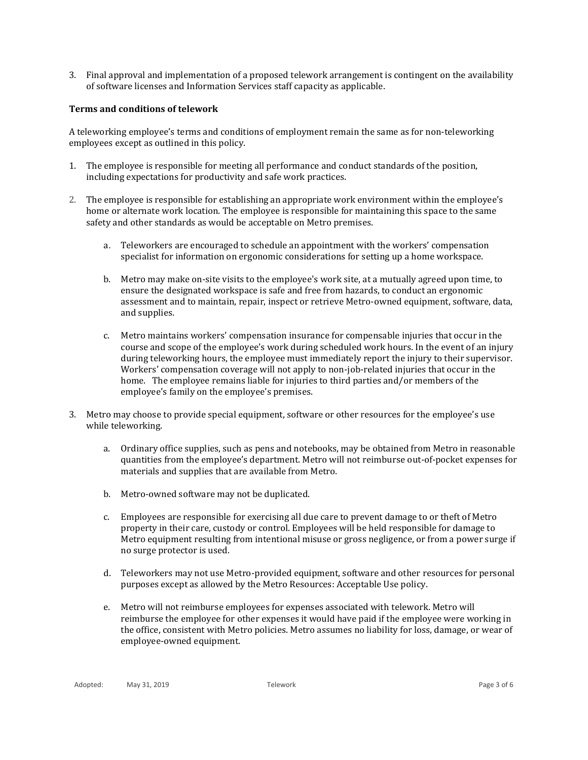3. Final approval and implementation of a proposed telework arrangement is contingent on the availability of software licenses and Information Services staff capacity as applicable.

**Terms and conditions of telework**

A teleworking employee's terms and conditions of employment remain the same as for non-teleworking employees except as outlined in this policy.

1. The employee is responsible for meeting all performance and conduct standards of the position, including expectations for productivity and safe work practices.

2. The employee is responsible for establishing an appropriate work environment within the employee's home or alternate work location. The employee is responsible for maintaining this space to the same safety and other standards as would be acceptable on Metro premises.

    a. Teleworkers are encouraged to schedule an appointment with the workers' compensation specialist for information on ergonomic considerations for setting up a home workspace.

    b. Metro may make on-site visits to the employee's work site, at a mutually agreed upon time, to ensure the designated workspace is safe and free from hazards, to conduct an ergonomic assessment and to maintain, repair, inspect or retrieve Metro-owned equipment, software, data, and supplies.

    c. Metro maintains workers' compensation insurance for compensable injuries that occur in the course and scope of the employee's work during scheduled work hours. In the event of an injury during teleworking hours, the employee must immediately report the injury to their supervisor. Workers' compensation coverage will not apply to non-job-related injuries that occur in the home. The employee remains liable for injuries to third parties and/or members of the employee's family on the employee's premises.

3. Metro may choose to provide special equipment, software or other resources for the employee's use while teleworking.

    a. Ordinary office supplies, such as pens and notebooks, may be obtained from Metro in reasonable quantities from the employee's department. Metro will not reimburse out-of-pocket expenses for materials and supplies that are available from Metro.

    b. Metro-owned software may not be duplicated.

    c. Employees are responsible for exercising all due care to prevent damage to or theft of Metro property in their care, custody or control. Employees will be held responsible for damage to Metro equipment resulting from intentional misuse or gross negligence, or from a power surge if no surge protector is used.

    d. Teleworkers may not use Metro-provided equipment, software and other resources for personal purposes except as allowed by the Metro Resources: Acceptable Use policy.

    e. Metro will not reimburse employees for expenses associated with telework. Metro will reimburse the employee for other expenses it would have paid if the employee were working in the office, consistent with Metro policies. Metro assumes no liability for loss, damage, or wear of employee-owned equipment.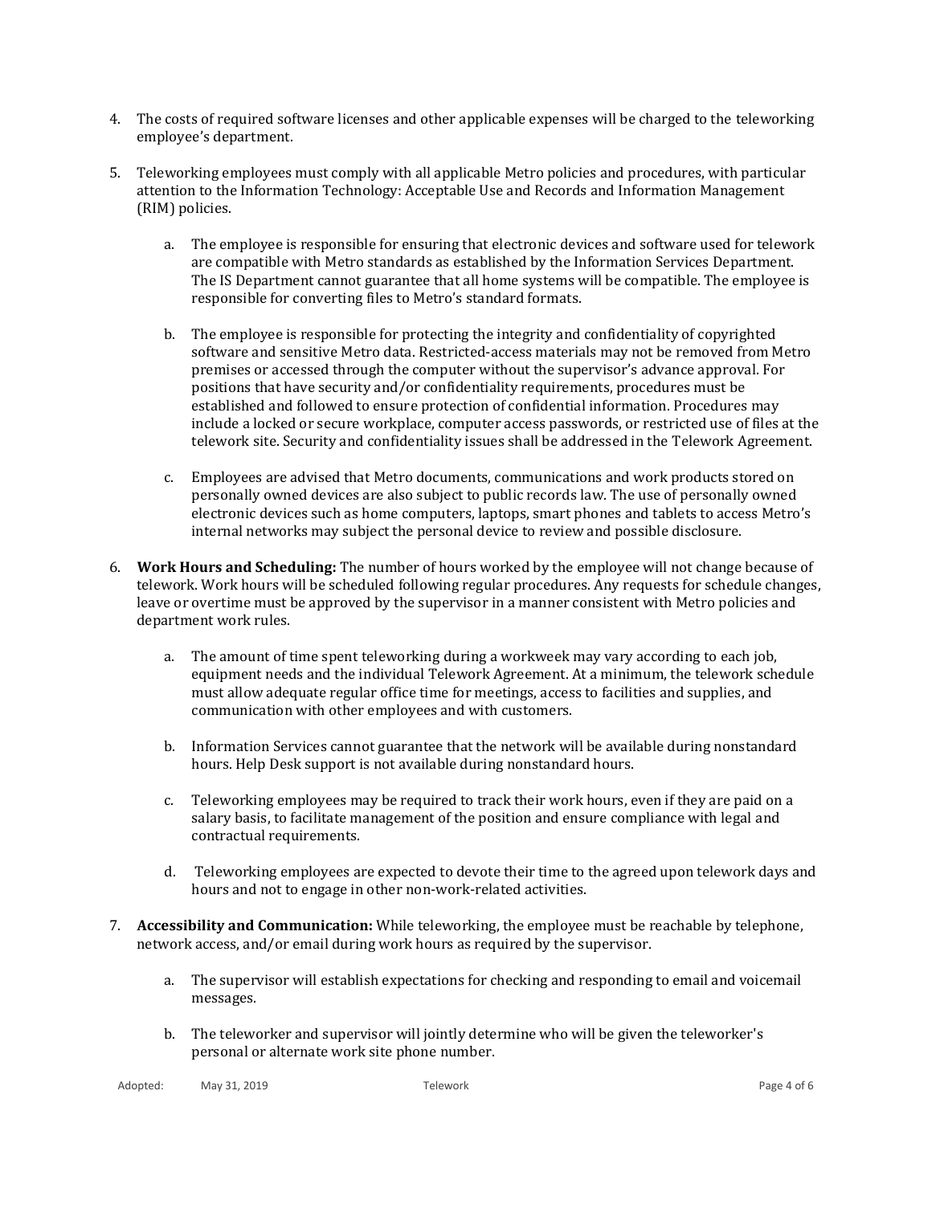4. The costs of required software licenses and other applicable expenses will be charged to the teleworking employee's department.

5. Teleworking employees must comply with all applicable Metro policies and procedures, with particular attention to the Information Technology: Acceptable Use and Records and Information Management (RIM) policies.

   a. The employee is responsible for ensuring that electronic devices and software used for telework are compatible with Metro standards as established by the Information Services Department. The IS Department cannot guarantee that all home systems will be compatible. The employee is responsible for converting files to Metro's standard formats.

   b. The employee is responsible for protecting the integrity and confidentiality of copyrighted software and sensitive Metro data. Restricted-access materials may not be removed from Metro premises or accessed through the computer without the supervisor's advance approval. For positions that have security and/or confidentiality requirements, procedures must be established and followed to ensure protection of confidential information. Procedures may include a locked or secure workplace, computer access passwords, or restricted use of files at the telework site. Security and confidentiality issues shall be addressed in the Telework Agreement.

   c. Employees are advised that Metro documents, communications and work products stored on personally owned devices are also subject to public records law. The use of personally owned electronic devices such as home computers, laptops, smart phones and tablets to access Metro's internal networks may subject the personal device to review and possible disclosure.

6. **Work Hours and Scheduling:** The number of hours worked by the employee will not change because of telework. Work hours will be scheduled following regular procedures. Any requests for schedule changes, leave or overtime must be approved by the supervisor in a manner consistent with Metro policies and department work rules.

   a. The amount of time spent teleworking during a workweek may vary according to each job, equipment needs and the individual Telework Agreement. At a minimum, the telework schedule must allow adequate regular office time for meetings, access to facilities and supplies, and communication with other employees and with customers.

   b. Information Services cannot guarantee that the network will be available during nonstandard hours. Help Desk support is not available during nonstandard hours.

   c. Teleworking employees may be required to track their work hours, even if they are paid on a salary basis, to facilitate management of the position and ensure compliance with legal and contractual requirements.

   d. Teleworking employees are expected to devote their time to the agreed upon telework days and hours and not to engage in other non-work-related activities.

7. **Accessibility and Communication:** While teleworking, the employee must be reachable by telephone, network access, and/or email during work hours as required by the supervisor.

   a. The supervisor will establish expectations for checking and responding to email and voicemail messages.

   b. The teleworker and supervisor will jointly determine who will be given the teleworker's personal or alternate work site phone number.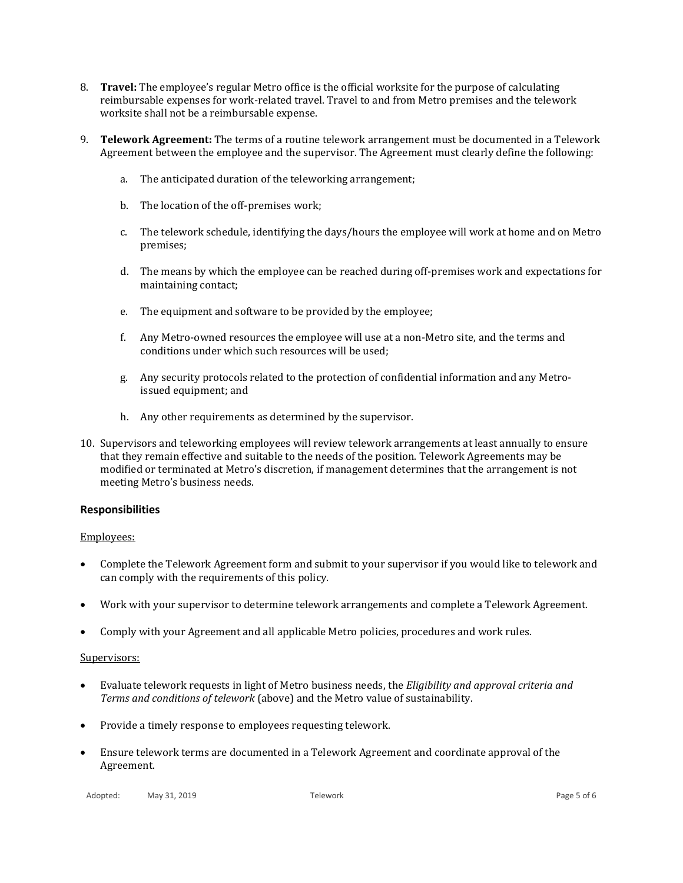8. **Travel:** The employee's regular Metro office is the official worksite for the purpose of calculating reimbursable expenses for work-related travel. Travel to and from Metro premises and the telework worksite shall not be a reimbursable expense.

9. **Telework Agreement:** The terms of a routine telework arrangement must be documented in a Telework Agreement between the employee and the supervisor. The Agreement must clearly define the following:

   a. The anticipated duration of the teleworking arrangement;

   b. The location of the off-premises work;

   c. The telework schedule, identifying the days/hours the employee will work at home and on Metro premises;

   d. The means by which the employee can be reached during off-premises work and expectations for maintaining contact;

   e. The equipment and software to be provided by the employee;

   f. Any Metro-owned resources the employee will use at a non-Metro site, and the terms and conditions under which such resources will be used;

   g. Any security protocols related to the protection of confidential information and any Metro-issued equipment; and

   h. Any other requirements as determined by the supervisor.

10. Supervisors and teleworking employees will review telework arrangements at least annually to ensure that they remain effective and suitable to the needs of the position. Telework Agreements may be modified or terminated at Metro's discretion, if management determines that the arrangement is not meeting Metro's business needs.

### Responsibilities

<u>Employees:</u>

- Complete the Telework Agreement form and submit to your supervisor if you would like to telework and can comply with the requirements of this policy.
- Work with your supervisor to determine telework arrangements and complete a Telework Agreement.
- Comply with your Agreement and all applicable Metro policies, procedures and work rules.

<u>Supervisors:</u>

- Evaluate telework requests in light of Metro business needs, the *Eligibility and approval criteria and Terms and conditions of telework* (above) and the Metro value of sustainability.
- Provide a timely response to employees requesting telework.
- Ensure telework terms are documented in a Telework Agreement and coordinate approval of the Agreement.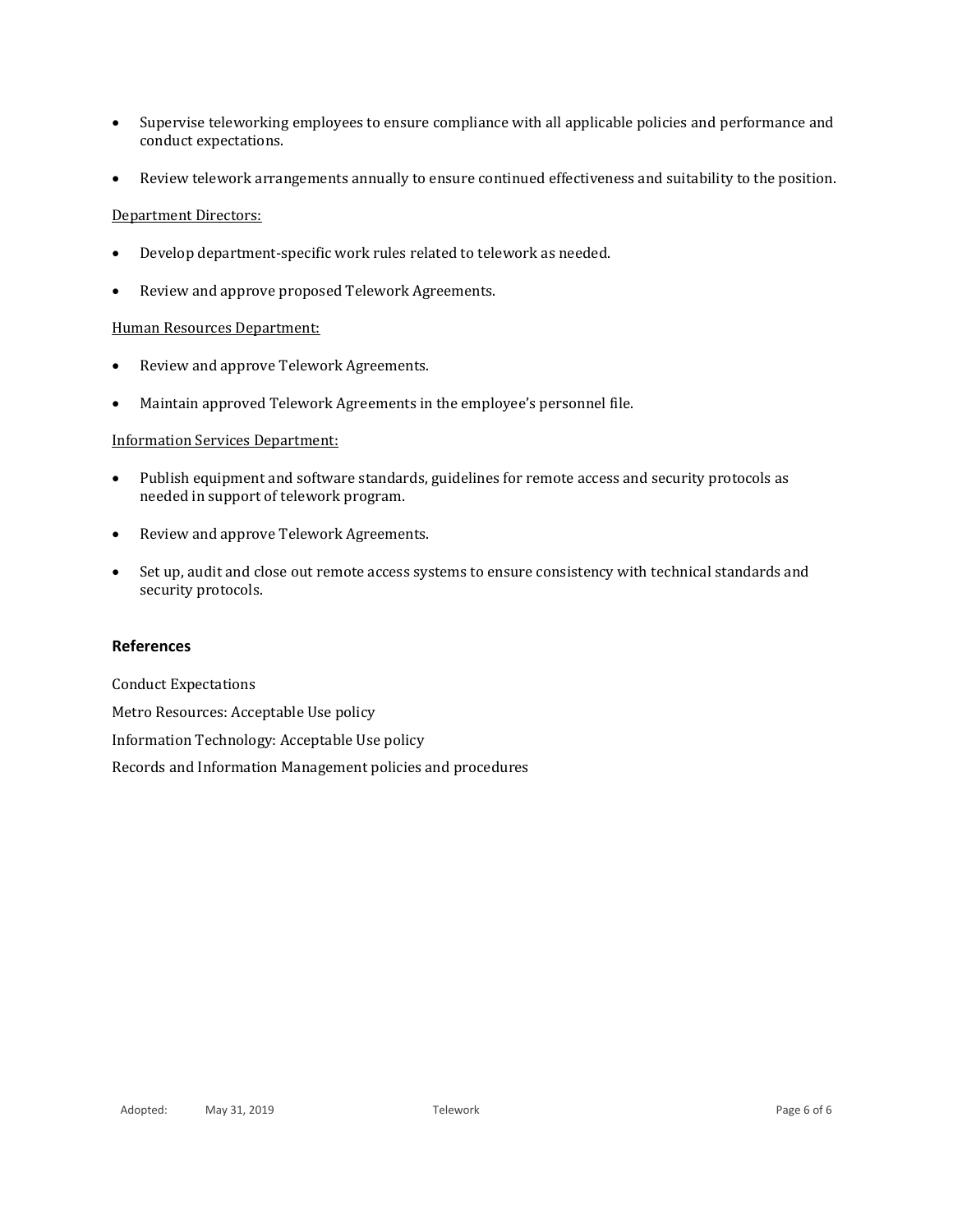- Supervise teleworking employees to ensure compliance with all applicable policies and performance and conduct expectations.
- Review telework arrangements annually to ensure continued effectiveness and suitability to the position.

Department Directors:

- Develop department-specific work rules related to telework as needed.
- Review and approve proposed Telework Agreements.

Human Resources Department:

- Review and approve Telework Agreements.
- Maintain approved Telework Agreements in the employee's personnel file.

Information Services Department:

- Publish equipment and software standards, guidelines for remote access and security protocols as needed in support of telework program.
- Review and approve Telework Agreements.
- Set up, audit and close out remote access systems to ensure consistency with technical standards and security protocols.

## References

Conduct Expectations

Metro Resources: Acceptable Use policy

Information Technology: Acceptable Use policy

Records and Information Management policies and procedures